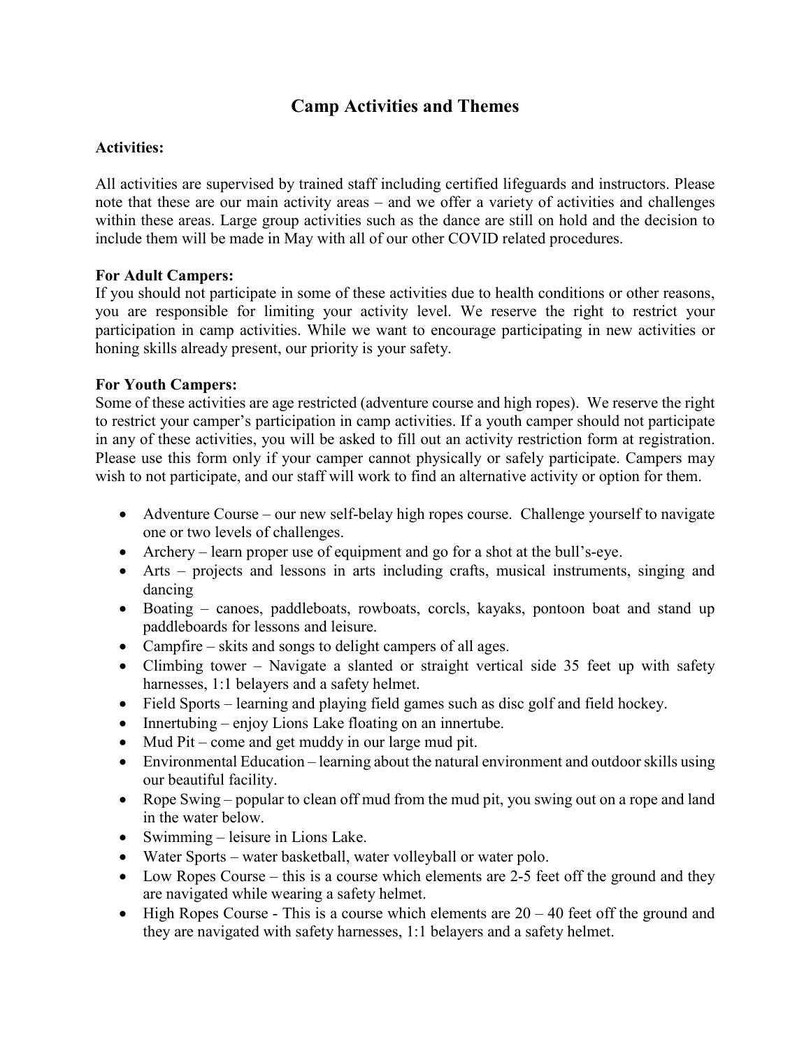# Camp Activities and Themes

**Activities:**

All activities are supervised by trained staff including certified lifeguards and instructors. Please note that these are our main activity areas – and we offer a variety of activities and challenges within these areas. Large group activities such as the dance are still on hold and the decision to include them will be made in May with all of our other COVID related procedures.

**For Adult Campers:**
If you should not participate in some of these activities due to health conditions or other reasons, you are responsible for limiting your activity level. We reserve the right to restrict your participation in camp activities. While we want to encourage participating in new activities or honing skills already present, our priority is your safety.

**For Youth Campers:**
Some of these activities are age restricted (adventure course and high ropes). We reserve the right to restrict your camper's participation in camp activities. If a youth camper should not participate in any of these activities, you will be asked to fill out an activity restriction form at registration. Please use this form only if your camper cannot physically or safely participate. Campers may wish to not participate, and our staff will work to find an alternative activity or option for them.

- Adventure Course – our new self-belay high ropes course. Challenge yourself to navigate one or two levels of challenges.
- Archery – learn proper use of equipment and go for a shot at the bull's-eye.
- Arts – projects and lessons in arts including crafts, musical instruments, singing and dancing
- Boating – canoes, paddleboats, rowboats, corcls, kayaks, pontoon boat and stand up paddleboards for lessons and leisure.
- Campfire – skits and songs to delight campers of all ages.
- Climbing tower – Navigate a slanted or straight vertical side 35 feet up with safety harnesses, 1:1 belayers and a safety helmet.
- Field Sports – learning and playing field games such as disc golf and field hockey.
- Innertubing – enjoy Lions Lake floating on an innertube.
- Mud Pit – come and get muddy in our large mud pit.
- Environmental Education – learning about the natural environment and outdoor skills using our beautiful facility.
- Rope Swing – popular to clean off mud from the mud pit, you swing out on a rope and land in the water below.
- Swimming – leisure in Lions Lake.
- Water Sports – water basketball, water volleyball or water polo.
- Low Ropes Course – this is a course which elements are 2-5 feet off the ground and they are navigated while wearing a safety helmet.
- High Ropes Course - This is a course which elements are 20 – 40 feet off the ground and they are navigated with safety harnesses, 1:1 belayers and a safety helmet.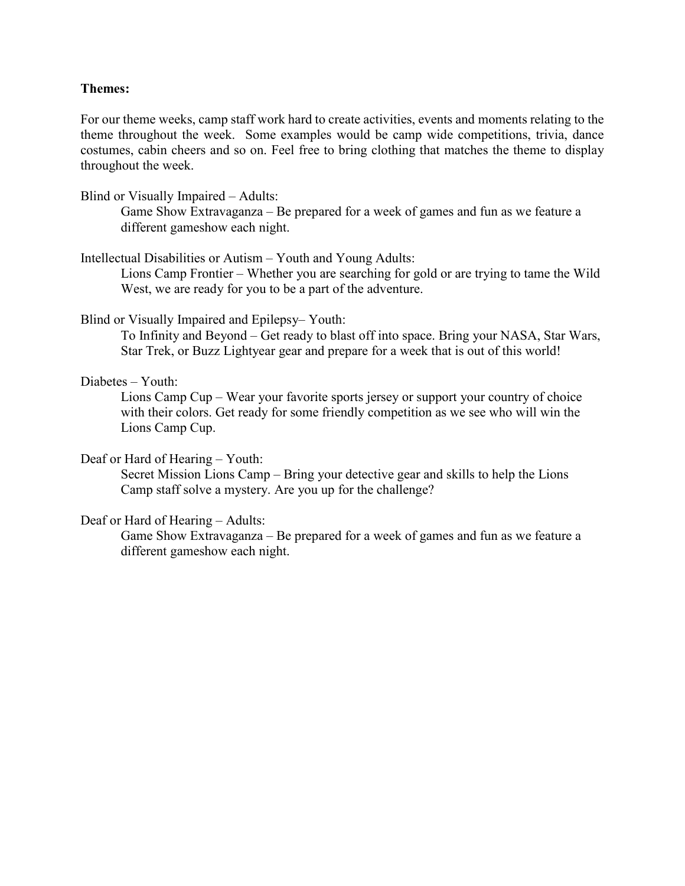**Themes:**

For our theme weeks, camp staff work hard to create activities, events and moments relating to the theme throughout the week. Some examples would be camp wide competitions, trivia, dance costumes, cabin cheers and so on. Feel free to bring clothing that matches the theme to display throughout the week.

Blind or Visually Impaired – Adults:

> Game Show Extravaganza – Be prepared for a week of games and fun as we feature a different gameshow each night.

Intellectual Disabilities or Autism – Youth and Young Adults:

> Lions Camp Frontier – Whether you are searching for gold or are trying to tame the Wild West, we are ready for you to be a part of the adventure.

Blind or Visually Impaired and Epilepsy– Youth:

> To Infinity and Beyond – Get ready to blast off into space. Bring your NASA, Star Wars, Star Trek, or Buzz Lightyear gear and prepare for a week that is out of this world!

Diabetes – Youth:

> Lions Camp Cup – Wear your favorite sports jersey or support your country of choice with their colors. Get ready for some friendly competition as we see who will win the Lions Camp Cup.

Deaf or Hard of Hearing – Youth:

> Secret Mission Lions Camp – Bring your detective gear and skills to help the Lions Camp staff solve a mystery. Are you up for the challenge?

Deaf or Hard of Hearing – Adults:

> Game Show Extravaganza – Be prepared for a week of games and fun as we feature a different gameshow each night.